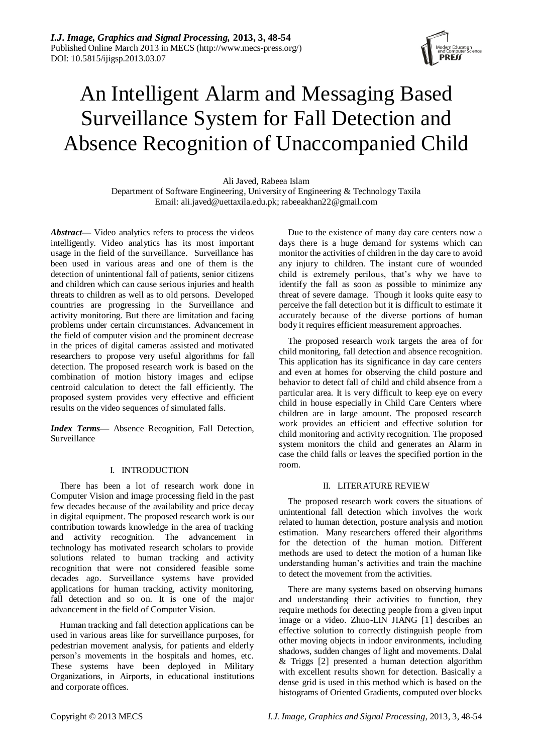# An Intelligent Alarm and Messaging Based Surveillance System for Fall Detection and Absence Recognition of Unaccompanied Child

Ali Javed, Rabeea Islam

Department of Software Engineering, University of Engineering & Technology Taxila

Email: ali.javed@uettaxila.edu.pk; rabeeakhan22@gmail.com

***Abstract***— Video analytics refers to process the videos intelligently. Video analytics has its most important usage in the field of the surveillance. Surveillance has been used in various areas and one of them is the detection of unintentional fall of patients, senior citizens and children which can cause serious injuries and health threats to children as well as to old persons. Developed countries are progressing in the Surveillance and activity monitoring. But there are limitation and facing problems under certain circumstances. Advancement in the field of computer vision and the prominent decrease in the prices of digital cameras assisted and motivated researchers to propose very useful algorithms for fall detection. The proposed research work is based on the combination of motion history images and eclipse centroid calculation to detect the fall efficiently. The proposed system provides very effective and efficient results on the video sequences of simulated falls.

***Index Terms***— Absence Recognition, Fall Detection, Surveillance

## I. INTRODUCTION

There has been a lot of research work done in Computer Vision and image processing field in the past few decades because of the availability and price decay in digital equipment. The proposed research work is our contribution towards knowledge in the area of tracking and activity recognition. The advancement in technology has motivated research scholars to provide solutions related to human tracking and activity recognition that were not considered feasible some decades ago. Surveillance systems have provided applications for human tracking, activity monitoring, fall detection and so on. It is one of the major advancement in the field of Computer Vision.

Human tracking and fall detection applications can be used in various areas like for surveillance purposes, for pedestrian movement analysis, for patients and elderly person's movements in the hospitals and homes, etc. These systems have been deployed in Military Organizations, in Airports, in educational institutions and corporate offices.

Due to the existence of many day care centers now a days there is a huge demand for systems which can monitor the activities of children in the day care to avoid any injury to children. The instant cure of wounded child is extremely perilous, that's why we have to identify the fall as soon as possible to minimize any threat of severe damage. Though it looks quite easy to perceive the fall detection but it is difficult to estimate it accurately because of the diverse portions of human body it requires efficient measurement approaches.

The proposed research work targets the area of for child monitoring, fall detection and absence recognition. This application has its significance in day care centers and even at homes for observing the child posture and behavior to detect fall of child and child absence from a particular area. It is very difficult to keep eye on every child in house especially in Child Care Centers where children are in large amount. The proposed research work provides an efficient and effective solution for child monitoring and activity recognition. The proposed system monitors the child and generates an Alarm in case the child falls or leaves the specified portion in the room.

## II. LITERATURE REVIEW

The proposed research work covers the situations of unintentional fall detection which involves the work related to human detection, posture analysis and motion estimation. Many researchers offered their algorithms for the detection of the human motion. Different methods are used to detect the motion of a human like understanding human's activities and train the machine to detect the movement from the activities.

There are many systems based on observing humans and understanding their activities to function, they require methods for detecting people from a given input image or a video. Zhuo-LIN JIANG [1] describes an effective solution to correctly distinguish people from other moving objects in indoor environments, including shadows, sudden changes of light and movements. Dalal & Triggs [2] presented a human detection algorithm with excellent results shown for detection. Basically a dense grid is used in this method which is based on the histograms of Oriented Gradients, computed over blocks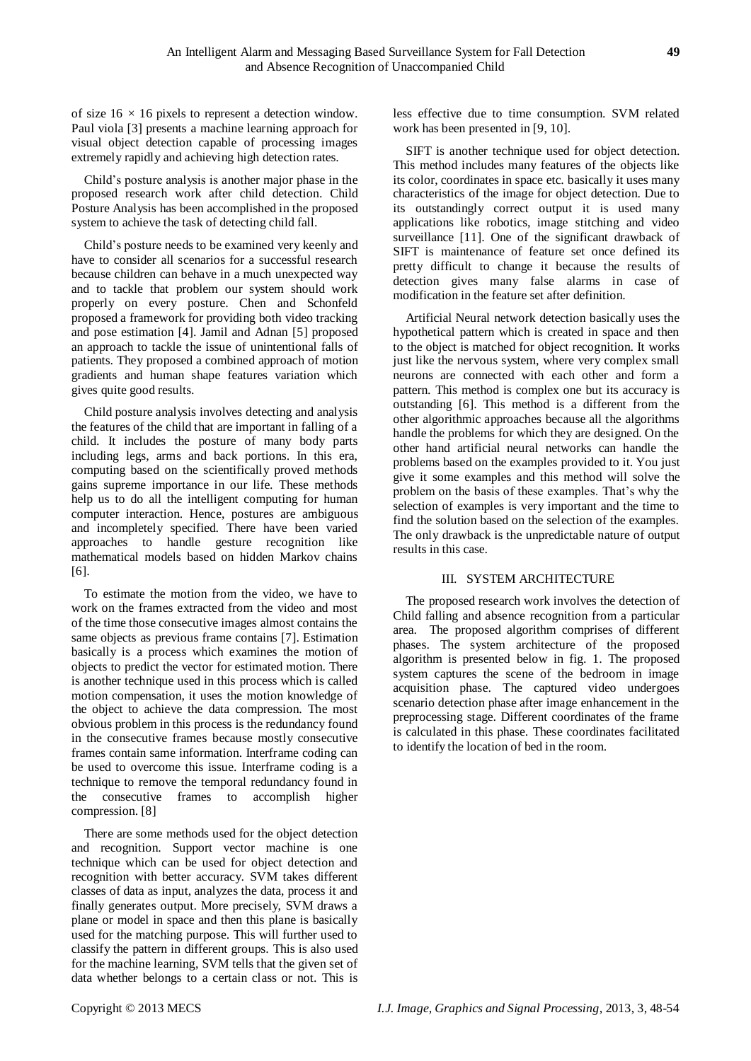of size $16 \times 16$ pixels to represent a detection window. Paul viola [3] presents a machine learning approach for visual object detection capable of processing images extremely rapidly and achieving high detection rates.

Child's posture analysis is another major phase in the proposed research work after child detection. Child Posture Analysis has been accomplished in the proposed system to achieve the task of detecting child fall.

Child's posture needs to be examined very keenly and have to consider all scenarios for a successful research because children can behave in a much unexpected way and to tackle that problem our system should work properly on every posture. Chen and Schonfeld proposed a framework for providing both video tracking and pose estimation [4]. Jamil and Adnan [5] proposed an approach to tackle the issue of unintentional falls of patients. They proposed a combined approach of motion gradients and human shape features variation which gives quite good results.

Child posture analysis involves detecting and analysis the features of the child that are important in falling of a child. It includes the posture of many body parts including legs, arms and back portions. In this era, computing based on the scientifically proved methods gains supreme importance in our life. These methods help us to do all the intelligent computing for human computer interaction. Hence, postures are ambiguous and incompletely specified. There have been varied approaches to handle gesture recognition like mathematical models based on hidden Markov chains [6].

To estimate the motion from the video, we have to work on the frames extracted from the video and most of the time those consecutive images almost contains the same objects as previous frame contains [7]. Estimation basically is a process which examines the motion of objects to predict the vector for estimated motion. There is another technique used in this process which is called motion compensation, it uses the motion knowledge of the object to achieve the data compression. The most obvious problem in this process is the redundancy found in the consecutive frames because mostly consecutive frames contain same information. Interframe coding can be used to overcome this issue. Interframe coding is a technique to remove the temporal redundancy found in the consecutive frames to accomplish higher compression. [8]

There are some methods used for the object detection and recognition. Support vector machine is one technique which can be used for object detection and recognition with better accuracy. SVM takes different classes of data as input, analyzes the data, process it and finally generates output. More precisely, SVM draws a plane or model in space and then this plane is basically used for the matching purpose. This will further used to classify the pattern in different groups. This is also used for the machine learning, SVM tells that the given set of data whether belongs to a certain class or not. This is less effective due to time consumption. SVM related work has been presented in [9, 10].

SIFT is another technique used for object detection. This method includes many features of the objects like its color, coordinates in space etc. basically it uses many characteristics of the image for object detection. Due to its outstandingly correct output it is used many applications like robotics, image stitching and video surveillance [11]. One of the significant drawback of SIFT is maintenance of feature set once defined its pretty difficult to change it because the results of detection gives many false alarms in case of modification in the feature set after definition.

Artificial Neural network detection basically uses the hypothetical pattern which is created in space and then to the object is matched for object recognition. It works just like the nervous system, where very complex small neurons are connected with each other and form a pattern. This method is complex one but its accuracy is outstanding [6]. This method is a different from the other algorithmic approaches because all the algorithms handle the problems for which they are designed. On the other hand artificial neural networks can handle the problems based on the examples provided to it. You just give it some examples and this method will solve the problem on the basis of these examples. That's why the selection of examples is very important and the time to find the solution based on the selection of the examples. The only drawback is the unpredictable nature of output results in this case.

## III. SYSTEM ARCHITECTURE

The proposed research work involves the detection of Child falling and absence recognition from a particular area. The proposed algorithm comprises of different phases. The system architecture of the proposed algorithm is presented below in fig. 1. The proposed system captures the scene of the bedroom in image acquisition phase. The captured video undergoes scenario detection phase after image enhancement in the preprocessing stage. Different coordinates of the frame is calculated in this phase. These coordinates facilitated to identify the location of bed in the room.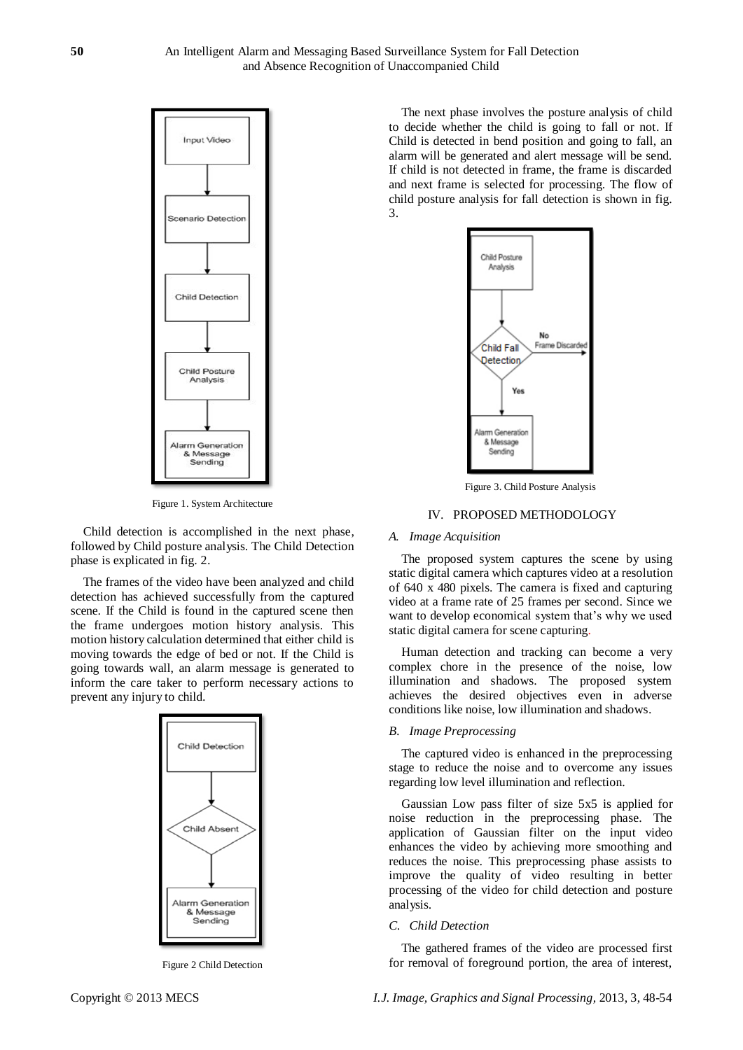Figure 1. System Architecture

Child detection is accomplished in the next phase, followed by Child posture analysis. The Child Detection phase is explicated in fig. 2.

The frames of the video have been analyzed and child detection has achieved successfully from the captured scene. If the Child is found in the captured scene then the frame undergoes motion history analysis. This motion history calculation determined that either child is moving towards the edge of bed or not. If the Child is going towards wall, an alarm message is generated to inform the care taker to perform necessary actions to prevent any injury to child.

Figure 2 Child Detection

The next phase involves the posture analysis of child to decide whether the child is going to fall or not. If Child is detected in bend position and going to fall, an alarm will be generated and alert message will be send. If child is not detected in frame, the frame is discarded and next frame is selected for processing. The flow of child posture analysis for fall detection is shown in fig. 3.

Figure 3. Child Posture Analysis

## IV. PROPOSED METHODOLOGY

### *A. Image Acquisition*

The proposed system captures the scene by using static digital camera which captures video at a resolution of 640 x 480 pixels. The camera is fixed and capturing video at a frame rate of 25 frames per second. Since we want to develop economical system that's why we used static digital camera for scene capturing.

Human detection and tracking can become a very complex chore in the presence of the noise, low illumination and shadows. The proposed system achieves the desired objectives even in adverse conditions like noise, low illumination and shadows.

### *B. Image Preprocessing*

The captured video is enhanced in the preprocessing stage to reduce the noise and to overcome any issues regarding low level illumination and reflection.

Gaussian Low pass filter of size 5x5 is applied for noise reduction in the preprocessing phase. The application of Gaussian filter on the input video enhances the video by achieving more smoothing and reduces the noise. This preprocessing phase assists to improve the quality of video resulting in better processing of the video for child detection and posture analysis.

### *C. Child Detection*

The gathered frames of the video are processed first for removal of foreground portion, the area of interest,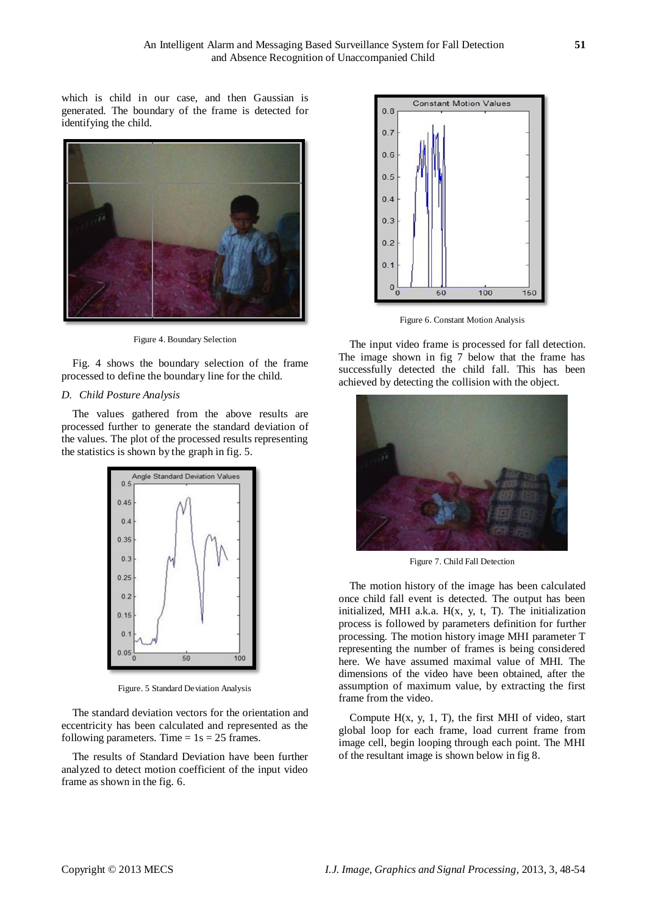which is child in our case, and then Gaussian is generated. The boundary of the frame is detected for identifying the child.

Figure 4. Boundary Selection

Fig. 4 shows the boundary selection of the frame processed to define the boundary line for the child.

### *D. Child Posture Analysis*

The values gathered from the above results are processed further to generate the standard deviation of the values. The plot of the processed results representing the statistics is shown by the graph in fig. 5.

Figure. 5 Standard Deviation Analysis

The standard deviation vectors for the orientation and eccentricity has been calculated and represented as the following parameters. Time = 1s = 25 frames.

The results of Standard Deviation have been further analyzed to detect motion coefficient of the input video frame as shown in the fig. 6.

Figure 6. Constant Motion Analysis

The input video frame is processed for fall detection. The image shown in fig 7 below that the frame has successfully detected the child fall. This has been achieved by detecting the collision with the object.

Figure 7. Child Fall Detection

The motion history of the image has been calculated once child fall event is detected. The output has been initialized, MHI a.k.a. H(x, y, t, T). The initialization process is followed by parameters definition for further processing. The motion history image MHI parameter T representing the number of frames is being considered here. We have assumed maximal value of MHI. The dimensions of the video have been obtained, after the assumption of maximum value, by extracting the first frame from the video.

Compute H(x, y, 1, T), the first MHI of video, start global loop for each frame, load current frame from image cell, begin looping through each point. The MHI of the resultant image is shown below in fig 8.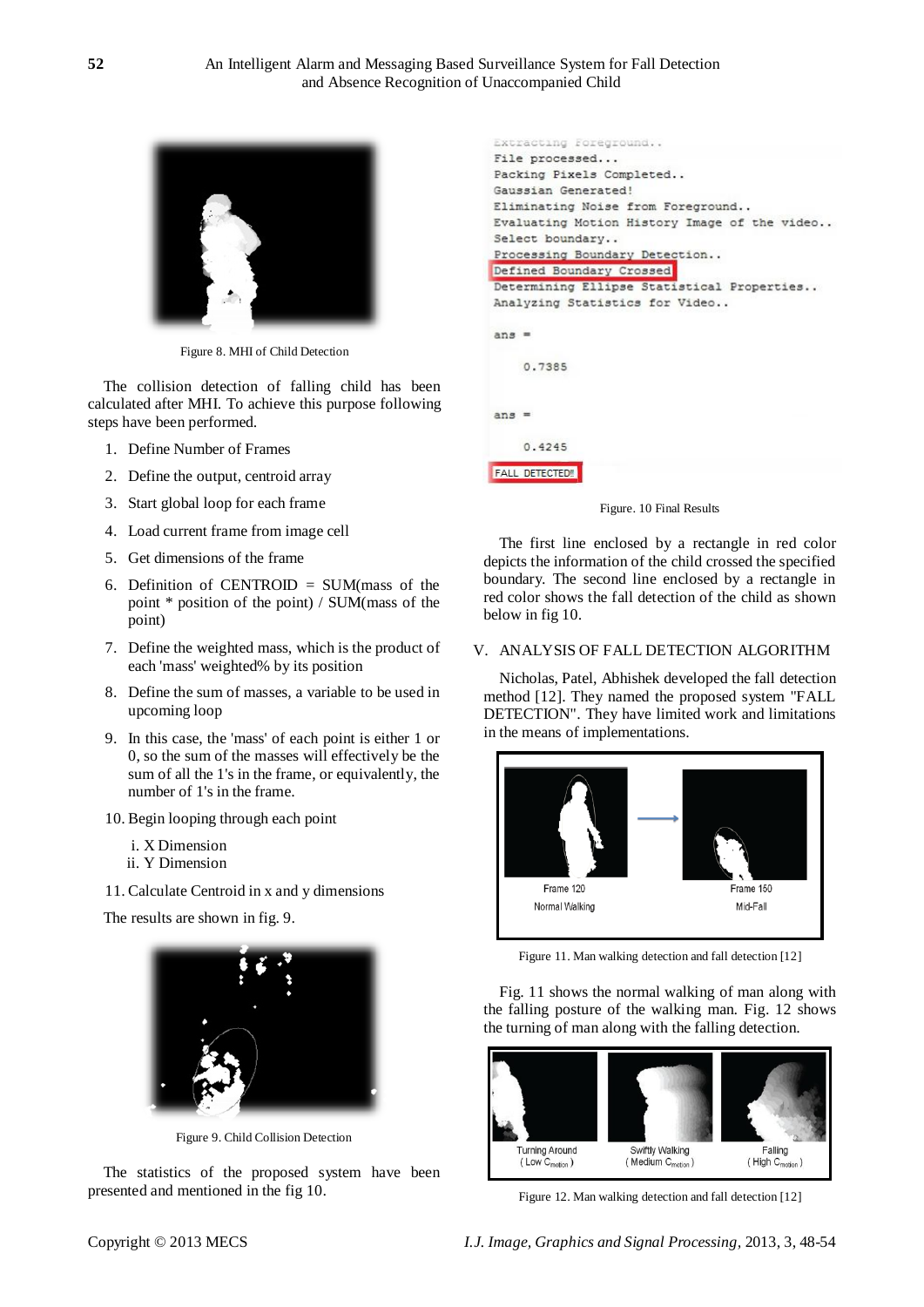Figure 8. MHI of Child Detection

The collision detection of falling child has been calculated after MHI. To achieve this purpose following steps have been performed.

1. Define Number of Frames
2. Define the output, centroid array
3. Start global loop for each frame
4. Load current frame from image cell
5. Get dimensions of the frame
6. Definition of CENTROID = SUM(mass of the point * position of the point) / SUM(mass of the point)
7. Define the weighted mass, which is the product of each 'mass' weighted% by its position
8. Define the sum of masses, a variable to be used in upcoming loop
9. In this case, the 'mass' of each point is either 1 or 0, so the sum of the masses will effectively be the sum of all the 1's in the frame, or equivalently, the number of 1's in the frame.
10. Begin looping through each point
    i. X Dimension
    ii. Y Dimension
11. Calculate Centroid in x and y dimensions

The results are shown in fig. 9.

Figure 9. Child Collision Detection

The statistics of the proposed system have been presented and mentioned in the fig 10.

```
Extracting Foreground..
File processed...
Packing Pixels Completed..
Gaussian Generated!
Eliminating Noise from Foreground..
Evaluating Motion History Image of the video..
Select boundary..
Processing Boundary Detection..
Defined Boundary Crossed
Determining Ellipse Statistical Properties..
Analyzing Statistics for Video..

ans =

    0.7385


ans =

    0.4245

FALL DETECTED!!
```

Figure. 10 Final Results

The first line enclosed by a rectangle in red color depicts the information of the child crossed the specified boundary. The second line enclosed by a rectangle in red color shows the fall detection of the child as shown below in fig 10.

## V. ANALYSIS OF FALL DETECTION ALGORITHM

Nicholas, Patel, Abhishek developed the fall detection method [12]. They named the proposed system "FALL DETECTION". They have limited work and limitations in the means of implementations.

Frame 120 Normal Walking → Frame 150 Mid-Fall

Figure 11. Man walking detection and fall detection [12]

Fig. 11 shows the normal walking of man along with the falling posture of the walking man. Fig. 12 shows the turning of man along with the falling detection.

Turning Around (Low $C_{motion}$) | Swiftly Walking (Medium $C_{motion}$) | Falling (High $C_{motion}$)

Figure 12. Man walking detection and fall detection [12]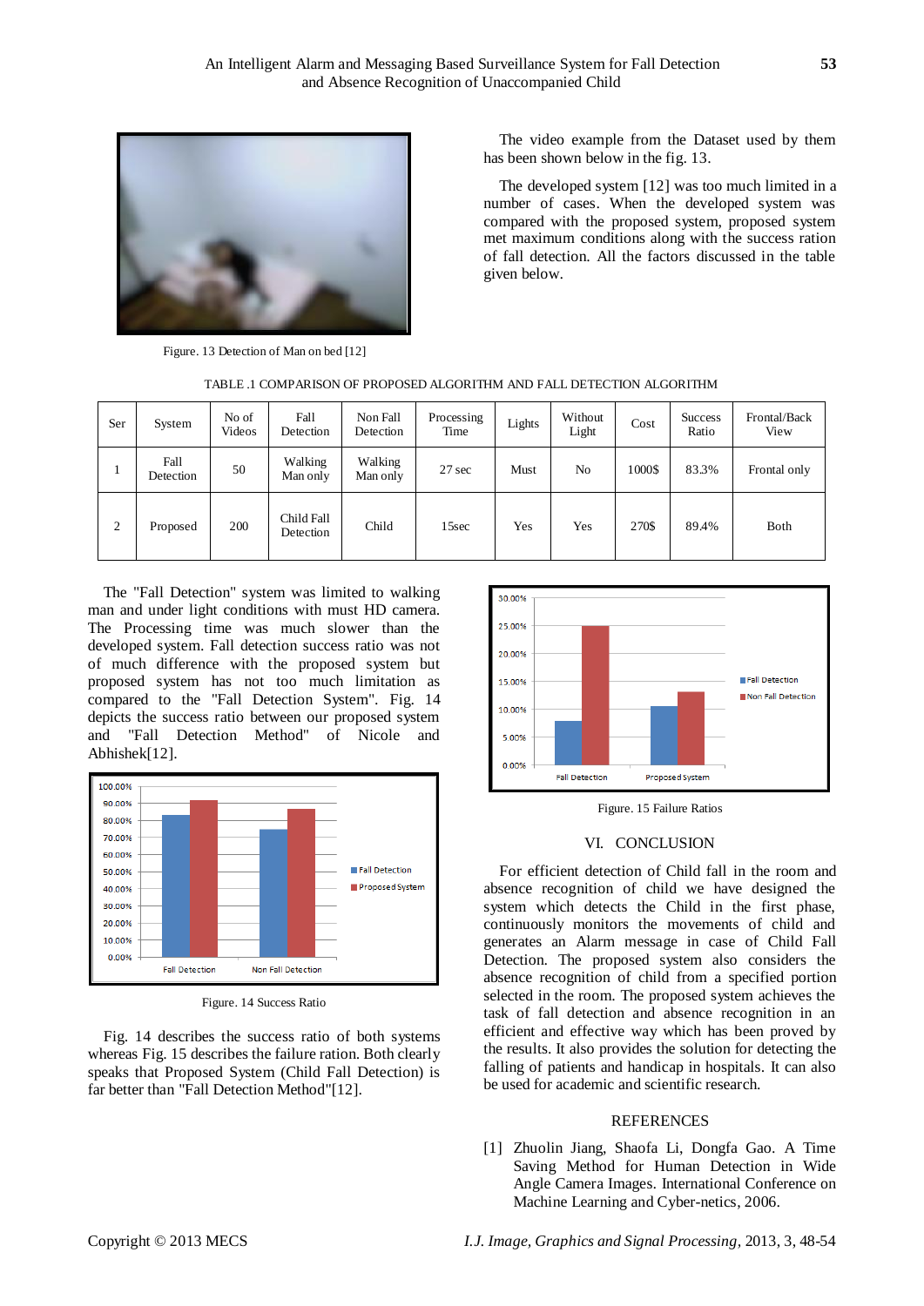Figure. 13 Detection of Man on bed [12]

The video example from the Dataset used by them has been shown below in the fig. 13.

The developed system [12] was too much limited in a number of cases. When the developed system was compared with the proposed system, proposed system met maximum conditions along with the success ration of fall detection. All the factors discussed in the table given below.

TABLE .1 COMPARISON OF PROPOSED ALGORITHM AND FALL DETECTION ALGORITHM

| Ser | System | No of Videos | Fall Detection | Non Fall Detection | Processing Time | Lights | Without Light | Cost | Success Ratio | Frontal/Back View |
|---|---|---|---|---|---|---|---|---|---|---|
| 1 | Fall Detection | 50 | Walking Man only | Walking Man only | 27 sec | Must | No | 1000$ | 83.3% | Frontal only |
| 2 | Proposed | 200 | Child Fall Detection | Child | 15sec | Yes | Yes | 270$ | 89.4% | Both |

The "Fall Detection" system was limited to walking man and under light conditions with must HD camera. The Processing time was much slower than the developed system. Fall detection success ratio was not of much difference with the proposed system but proposed system has not too much limitation as compared to the "Fall Detection System". Fig. 14 depicts the success ratio between our proposed system and "Fall Detection Method" of Nicole and Abhishek[12].

Figure. 14 Success Ratio

Fig. 14 describes the success ratio of both systems whereas Fig. 15 describes the failure ration. Both clearly speaks that Proposed System (Child Fall Detection) is far better than "Fall Detection Method"[12].

Figure. 15 Failure Ratios

## VI. CONCLUSION

For efficient detection of Child fall in the room and absence recognition of child we have designed the system which detects the Child in the first phase, continuously monitors the movements of child and generates an Alarm message in case of Child Fall Detection. The proposed system also considers the absence recognition of child from a specified portion selected in the room. The proposed system achieves the task of fall detection and absence recognition in an efficient and effective way which has been proved by the results. It also provides the solution for detecting the falling of patients and handicap in hospitals. It can also be used for academic and scientific research.

## REFERENCES

[1] Zhuolin Jiang, Shaofa Li, Dongfa Gao. A Time Saving Method for Human Detection in Wide Angle Camera Images. International Conference on Machine Learning and Cyber-netics, 2006.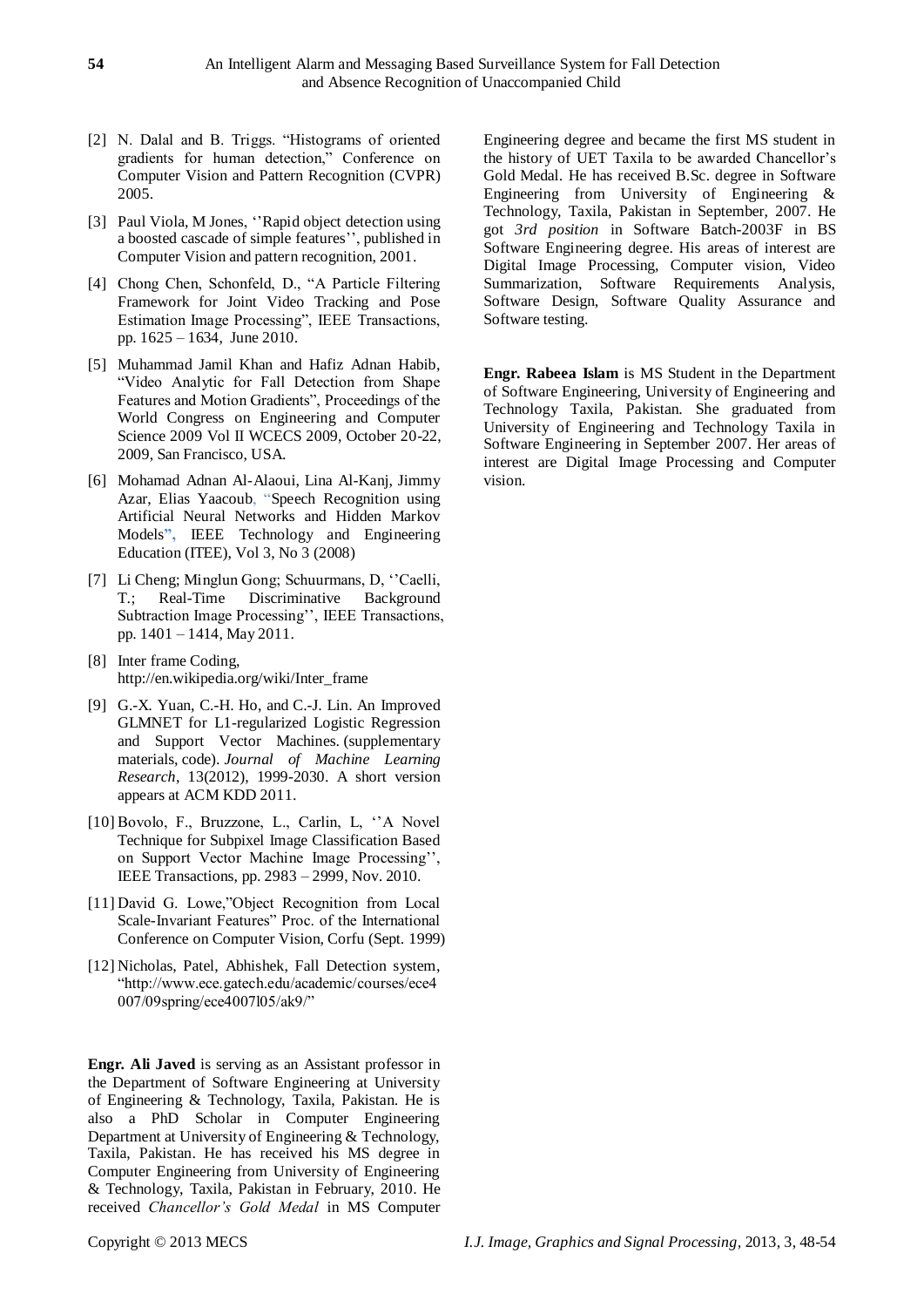[2] N. Dalal and B. Triggs. "Histograms of oriented gradients for human detection," Conference on Computer Vision and Pattern Recognition (CVPR) 2005.

[3] Paul Viola, M Jones, ''Rapid object detection using a boosted cascade of simple features'', published in Computer Vision and pattern recognition, 2001.

[4] Chong Chen, Schonfeld, D., "A Particle Filtering Framework for Joint Video Tracking and Pose Estimation Image Processing", IEEE Transactions, pp. 1625 – 1634, June 2010.

[5] Muhammad Jamil Khan and Hafiz Adnan Habib, "Video Analytic for Fall Detection from Shape Features and Motion Gradients", Proceedings of the World Congress on Engineering and Computer Science 2009 Vol II WCECS 2009, October 20-22, 2009, San Francisco, USA.

[6] Mohamad Adnan Al-Alaoui, Lina Al-Kanj, Jimmy Azar, Elias Yaacoub, "Speech Recognition using Artificial Neural Networks and Hidden Markov Models", IEEE Technology and Engineering Education (ITEE), Vol 3, No 3 (2008)

[7] Li Cheng; Minglun Gong; Schuurmans, D, ''Caelli, T.; Real-Time Discriminative Background Subtraction Image Processing'', IEEE Transactions, pp. 1401 – 1414, May 2011.

[8] Inter frame Coding, http://en.wikipedia.org/wiki/Inter_frame

[9] G.-X. Yuan, C.-H. Ho, and C.-J. Lin. An Improved GLMNET for L1-regularized Logistic Regression and Support Vector Machines. (supplementary materials, code). *Journal of Machine Learning Research*, 13(2012), 1999-2030. A short version appears at ACM KDD 2011.

[10] Bovolo, F., Bruzzone, L., Carlin, L, ''A Novel Technique for Subpixel Image Classification Based on Support Vector Machine Image Processing'', IEEE Transactions, pp. 2983 – 2999, Nov. 2010.

[11] David G. Lowe,"Object Recognition from Local Scale-Invariant Features" Proc. of the International Conference on Computer Vision, Corfu (Sept. 1999)

[12] Nicholas, Patel, Abhishek, Fall Detection system, "http://www.ece.gatech.edu/academic/courses/ece4007/09spring/ece4007l05/ak9/"

**Engr. Ali Javed** is serving as an Assistant professor in the Department of Software Engineering at University of Engineering & Technology, Taxila, Pakistan. He is also a PhD Scholar in Computer Engineering Department at University of Engineering & Technology, Taxila, Pakistan. He has received his MS degree in Computer Engineering from University of Engineering & Technology, Taxila, Pakistan in February, 2010. He received *Chancellor's Gold Medal* in MS Computer Engineering degree and became the first MS student in the history of UET Taxila to be awarded Chancellor's Gold Medal. He has received B.Sc. degree in Software Engineering from University of Engineering & Technology, Taxila, Pakistan in September, 2007. He got *3rd position* in Software Batch-2003F in BS Software Engineering degree. His areas of interest are Digital Image Processing, Computer vision, Video Summarization, Software Requirements Analysis, Software Design, Software Quality Assurance and Software testing.

**Engr. Rabeea Islam** is MS Student in the Department of Software Engineering, University of Engineering and Technology Taxila, Pakistan. She graduated from University of Engineering and Technology Taxila in Software Engineering in September 2007. Her areas of interest are Digital Image Processing and Computer vision.